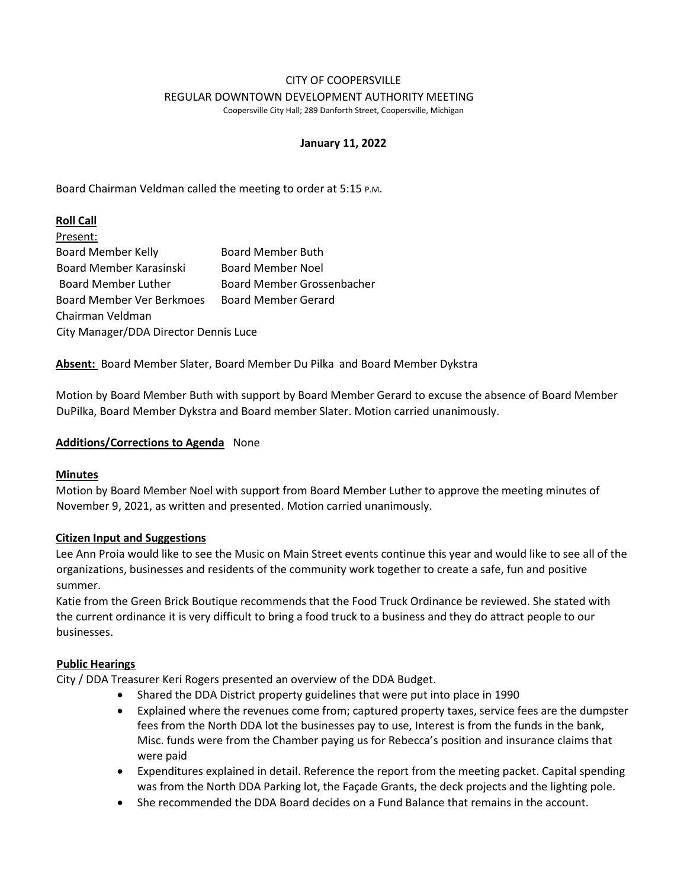CITY OF COOPERSVILLE

REGULAR DOWNTOWN DEVELOPMENT AUTHORITY MEETING

Coopersville City Hall; 289 Danforth Street, Coopersville, Michigan

**January 11, 2022**

Board Chairman Veldman called the meeting to order at 5:15 P.M.

**Roll Call**

Present:

| | |
|---|---|
| Board Member Kelly | Board Member Buth |
| Board Member Karasinski | Board Member Noel |
| Board Member Luther | Board Member Grossenbacher |
| Board Member Ver Berkmoes | Board Member Gerard |
| Chairman Veldman | |
| City Manager/DDA Director Dennis Luce | |

**Absent:** Board Member Slater, Board Member Du Pilka and Board Member Dykstra

Motion by Board Member Buth with support by Board Member Gerard to excuse the absence of Board Member DuPilka, Board Member Dykstra and Board member Slater. Motion carried unanimously.

**Additions/Corrections to Agenda** None

**Minutes**

Motion by Board Member Noel with support from Board Member Luther to approve the meeting minutes of November 9, 2021, as written and presented. Motion carried unanimously.

**Citizen Input and Suggestions**

Lee Ann Proia would like to see the Music on Main Street events continue this year and would like to see all of the organizations, businesses and residents of the community work together to create a safe, fun and positive summer.

Katie from the Green Brick Boutique recommends that the Food Truck Ordinance be reviewed. She stated with the current ordinance it is very difficult to bring a food truck to a business and they do attract people to our businesses.

**Public Hearings**

City / DDA Treasurer Keri Rogers presented an overview of the DDA Budget.

- Shared the DDA District property guidelines that were put into place in 1990
- Explained where the revenues come from; captured property taxes, service fees are the dumpster fees from the North DDA lot the businesses pay to use, Interest is from the funds in the bank, Misc. funds were from the Chamber paying us for Rebecca's position and insurance claims that were paid
- Expenditures explained in detail. Reference the report from the meeting packet. Capital spending was from the North DDA Parking lot, the Façade Grants, the deck projects and the lighting pole.
- She recommended the DDA Board decides on a Fund Balance that remains in the account.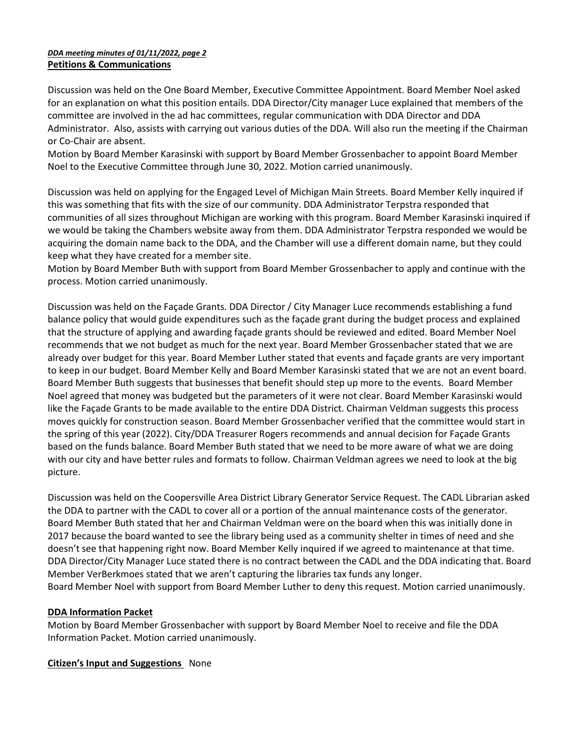*DDA meeting minutes of 01/11/2022, page 2*

**Petitions & Communications**

Discussion was held on the One Board Member, Executive Committee Appointment. Board Member Noel asked for an explanation on what this position entails. DDA Director/City manager Luce explained that members of the committee are involved in the ad hac committees, regular communication with DDA Director and DDA Administrator. Also, assists with carrying out various duties of the DDA. Will also run the meeting if the Chairman or Co-Chair are absent.
Motion by Board Member Karasinski with support by Board Member Grossenbacher to appoint Board Member Noel to the Executive Committee through June 30, 2022. Motion carried unanimously.

Discussion was held on applying for the Engaged Level of Michigan Main Streets. Board Member Kelly inquired if this was something that fits with the size of our community. DDA Administrator Terpstra responded that communities of all sizes throughout Michigan are working with this program. Board Member Karasinski inquired if we would be taking the Chambers website away from them. DDA Administrator Terpstra responded we would be acquiring the domain name back to the DDA, and the Chamber will use a different domain name, but they could keep what they have created for a member site.
Motion by Board Member Buth with support from Board Member Grossenbacher to apply and continue with the process. Motion carried unanimously.

Discussion was held on the Façade Grants. DDA Director / City Manager Luce recommends establishing a fund balance policy that would guide expenditures such as the façade grant during the budget process and explained that the structure of applying and awarding façade grants should be reviewed and edited. Board Member Noel recommends that we not budget as much for the next year. Board Member Grossenbacher stated that we are already over budget for this year. Board Member Luther stated that events and façade grants are very important to keep in our budget. Board Member Kelly and Board Member Karasinski stated that we are not an event board. Board Member Buth suggests that businesses that benefit should step up more to the events. Board Member Noel agreed that money was budgeted but the parameters of it were not clear. Board Member Karasinski would like the Façade Grants to be made available to the entire DDA District. Chairman Veldman suggests this process moves quickly for construction season. Board Member Grossenbacher verified that the committee would start in the spring of this year (2022). City/DDA Treasurer Rogers recommends and annual decision for Façade Grants based on the funds balance. Board Member Buth stated that we need to be more aware of what we are doing with our city and have better rules and formats to follow. Chairman Veldman agrees we need to look at the big picture.

Discussion was held on the Coopersville Area District Library Generator Service Request. The CADL Librarian asked the DDA to partner with the CADL to cover all or a portion of the annual maintenance costs of the generator. Board Member Buth stated that her and Chairman Veldman were on the board when this was initially done in 2017 because the board wanted to see the library being used as a community shelter in times of need and she doesn't see that happening right now. Board Member Kelly inquired if we agreed to maintenance at that time. DDA Director/City Manager Luce stated there is no contract between the CADL and the DDA indicating that. Board Member VerBerkmoes stated that we aren't capturing the libraries tax funds any longer.
Board Member Noel with support from Board Member Luther to deny this request. Motion carried unanimously.

**DDA Information Packet**

Motion by Board Member Grossenbacher with support by Board Member Noel to receive and file the DDA Information Packet. Motion carried unanimously.

**Citizen's Input and Suggestions** None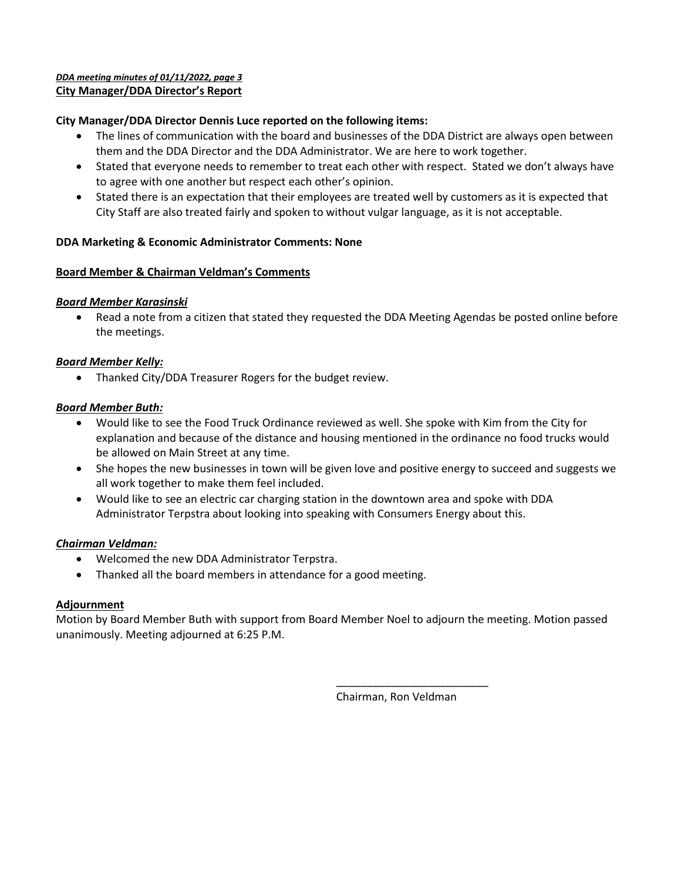***DDA meeting minutes of 01/11/2022, page 3***

**City Manager/DDA Director's Report**

**City Manager/DDA Director Dennis Luce reported on the following items:**

- The lines of communication with the board and businesses of the DDA District are always open between them and the DDA Director and the DDA Administrator. We are here to work together.
- Stated that everyone needs to remember to treat each other with respect. Stated we don't always have to agree with one another but respect each other's opinion.
- Stated there is an expectation that their employees are treated well by customers as it is expected that City Staff are also treated fairly and spoken to without vulgar language, as it is not acceptable.

**DDA Marketing & Economic Administrator Comments: None**

**Board Member & Chairman Veldman's Comments**

***Board Member Karasinski***

- Read a note from a citizen that stated they requested the DDA Meeting Agendas be posted online before the meetings.

***Board Member Kelly:***

- Thanked City/DDA Treasurer Rogers for the budget review.

***Board Member Buth:***

- Would like to see the Food Truck Ordinance reviewed as well. She spoke with Kim from the City for explanation and because of the distance and housing mentioned in the ordinance no food trucks would be allowed on Main Street at any time.
- She hopes the new businesses in town will be given love and positive energy to succeed and suggests we all work together to make them feel included.
- Would like to see an electric car charging station in the downtown area and spoke with DDA Administrator Terpstra about looking into speaking with Consumers Energy about this.

***Chairman Veldman:***

- Welcomed the new DDA Administrator Terpstra.
- Thanked all the board members in attendance for a good meeting.

**Adjournment**

Motion by Board Member Buth with support from Board Member Noel to adjourn the meeting. Motion passed unanimously. Meeting adjourned at 6:25 P.M.

_________________________

Chairman, Ron Veldman